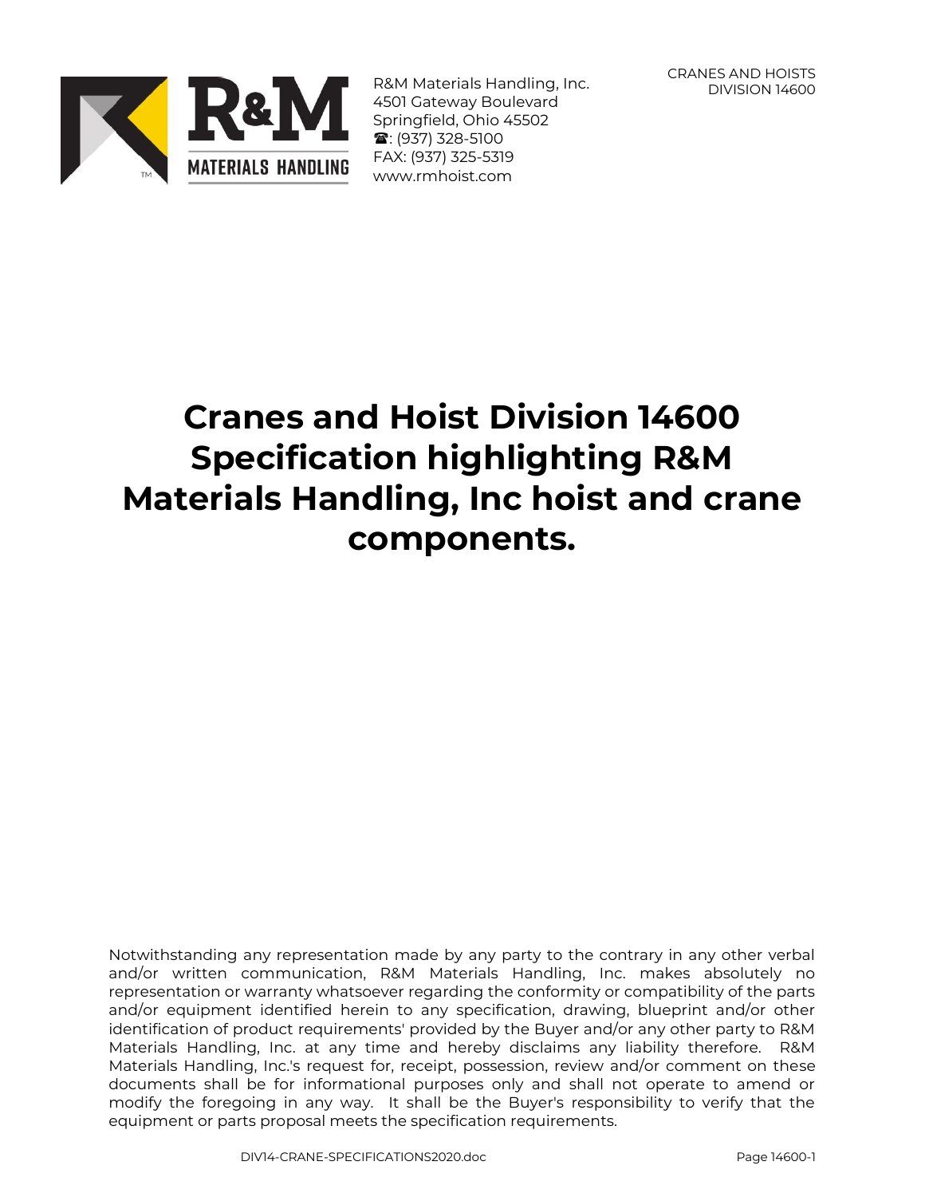R&M Materials Handling, Inc.
4501 Gateway Boulevard
Springfield, Ohio 45502
☎: (937) 328-5100
FAX: (937) 325-5319
www.rmhoist.com

CRANES AND HOISTS
DIVISION 14600

# Cranes and Hoist Division 14600 Specification highlighting R&M Materials Handling, Inc hoist and crane components.

Notwithstanding any representation made by any party to the contrary in any other verbal and/or written communication, R&M Materials Handling, Inc. makes absolutely no representation or warranty whatsoever regarding the conformity or compatibility of the parts and/or equipment identified herein to any specification, drawing, blueprint and/or other identification of product requirements' provided by the Buyer and/or any other party to R&M Materials Handling, Inc. at any time and hereby disclaims any liability therefore. R&M Materials Handling, Inc.'s request for, receipt, possession, review and/or comment on these documents shall be for informational purposes only and shall not operate to amend or modify the foregoing in any way. It shall be the Buyer's responsibility to verify that the equipment or parts proposal meets the specification requirements.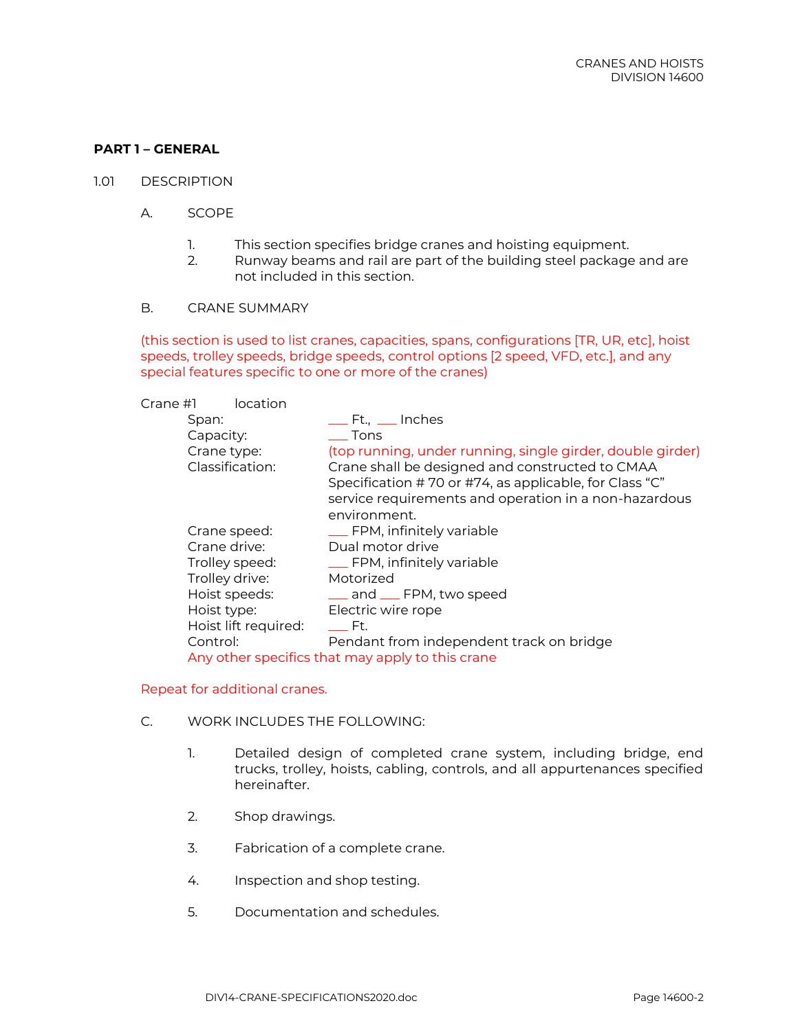## PART 1 – GENERAL

1.01 DESCRIPTION

A. SCOPE

1. This section specifies bridge cranes and hoisting equipment.
2. Runway beams and rail are part of the building steel package and are not included in this section.

B. CRANE SUMMARY

(this section is used to list cranes, capacities, spans, configurations [TR, UR, etc], hoist speeds, trolley speeds, bridge speeds, control options [2 speed, VFD, etc.], and any special features specific to one or more of the cranes)

Crane #1 location

| | |
|---|---|
| Span: | ___ Ft., ___ Inches |
| Capacity: | ___ Tons |
| Crane type: | (top running, under running, single girder, double girder) |
| Classification: | Crane shall be designed and constructed to CMAA Specification # 70 or #74, as applicable, for Class “C” service requirements and operation in a non-hazardous environment. |
| Crane speed: | ___ FPM, infinitely variable |
| Crane drive: | Dual motor drive |
| Trolley speed: | ___ FPM, infinitely variable |
| Trolley drive: | Motorized |
| Hoist speeds: | ___ and ___ FPM, two speed |
| Hoist type: | Electric wire rope |
| Hoist lift required: | ___ Ft. |
| Control: | Pendant from independent track on bridge |

Any other specifics that may apply to this crane

Repeat for additional cranes.

C. WORK INCLUDES THE FOLLOWING:

1. Detailed design of completed crane system, including bridge, end trucks, trolley, hoists, cabling, controls, and all appurtenances specified hereinafter.
2. Shop drawings.
3. Fabrication of a complete crane.
4. Inspection and shop testing.
5. Documentation and schedules.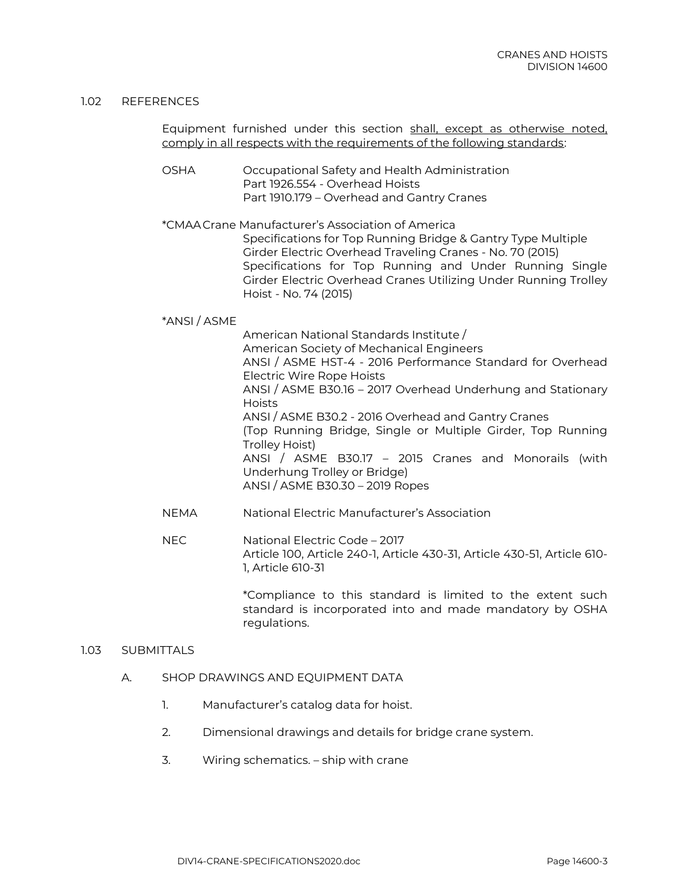## 1.02 REFERENCES

Equipment furnished under this section <u>shall, except as otherwise noted, comply in all respects with the requirements of the following standards</u>:

OSHA — Occupational Safety and Health Administration
Part 1926.554 - Overhead Hoists
Part 1910.179 – Overhead and Gantry Cranes

*CMAA — Crane Manufacturer's Association of America
Specifications for Top Running Bridge & Gantry Type Multiple Girder Electric Overhead Traveling Cranes - No. 70 (2015)
Specifications for Top Running and Under Running Single Girder Electric Overhead Cranes Utilizing Under Running Trolley Hoist - No. 74 (2015)

*ANSI / ASME
American National Standards Institute /
American Society of Mechanical Engineers
ANSI / ASME HST-4 - 2016 Performance Standard for Overhead Electric Wire Rope Hoists
ANSI / ASME B30.16 – 2017 Overhead Underhung and Stationary Hoists
ANSI / ASME B30.2 - 2016 Overhead and Gantry Cranes
(Top Running Bridge, Single or Multiple Girder, Top Running Trolley Hoist)
ANSI / ASME B30.17 – 2015 Cranes and Monorails (with Underhung Trolley or Bridge)
ANSI / ASME B30.30 – 2019 Ropes

NEMA — National Electric Manufacturer's Association

NEC — National Electric Code – 2017
Article 100, Article 240-1, Article 430-31, Article 430-51, Article 610-1, Article 610-31

*Compliance to this standard is limited to the extent such standard is incorporated into and made mandatory by OSHA regulations.

## 1.03 SUBMITTALS

A. SHOP DRAWINGS AND EQUIPMENT DATA

1. Manufacturer's catalog data for hoist.
2. Dimensional drawings and details for bridge crane system.
3. Wiring schematics. – ship with crane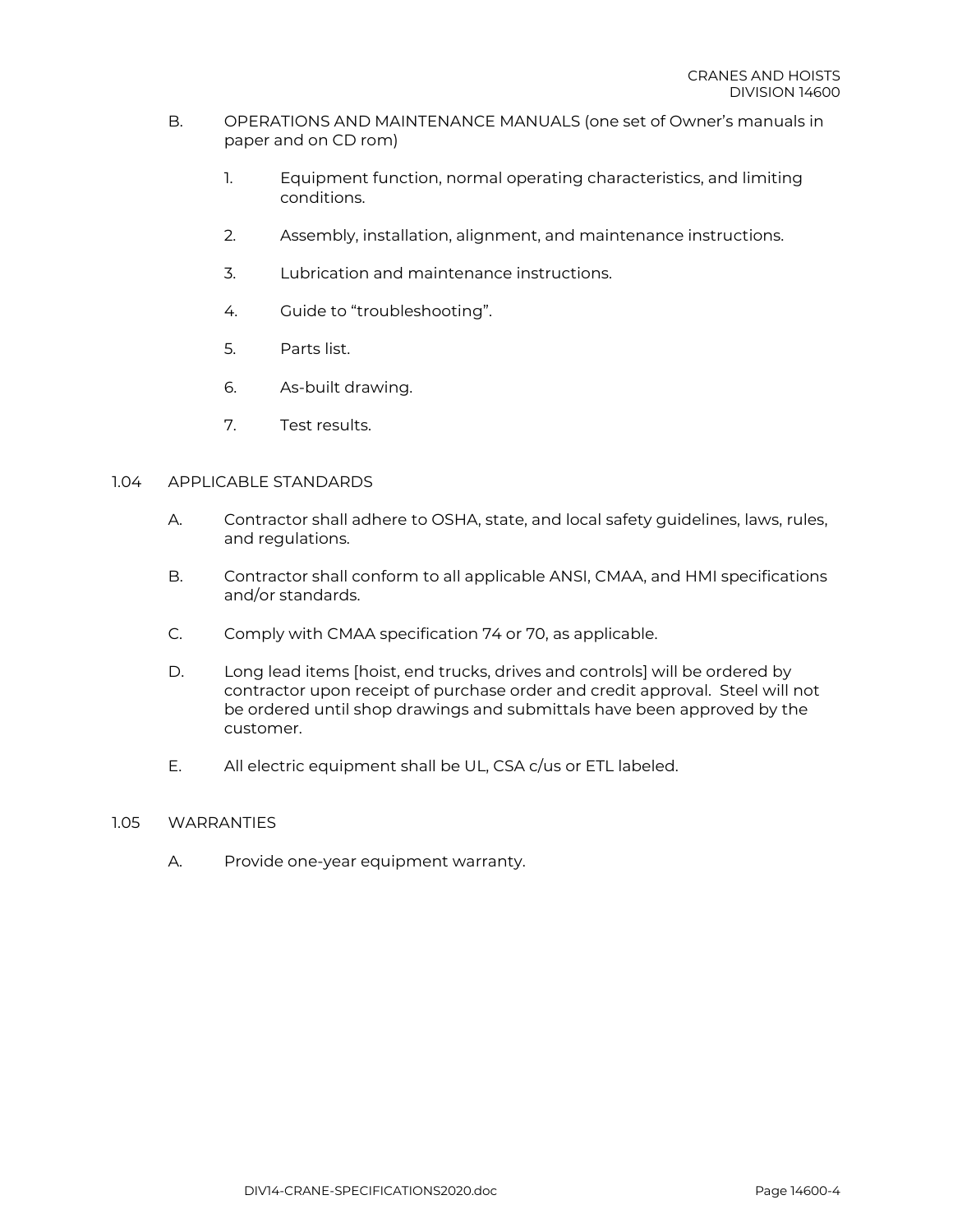B. OPERATIONS AND MAINTENANCE MANUALS (one set of Owner's manuals in paper and on CD rom)

1. Equipment function, normal operating characteristics, and limiting conditions.

2. Assembly, installation, alignment, and maintenance instructions.

3. Lubrication and maintenance instructions.

4. Guide to "troubleshooting".

5. Parts list.

6. As-built drawing.

7. Test results.

## 1.04 APPLICABLE STANDARDS

A. Contractor shall adhere to OSHA, state, and local safety guidelines, laws, rules, and regulations.

B. Contractor shall conform to all applicable ANSI, CMAA, and HMI specifications and/or standards.

C. Comply with CMAA specification 74 or 70, as applicable.

D. Long lead items [hoist, end trucks, drives and controls] will be ordered by contractor upon receipt of purchase order and credit approval. Steel will not be ordered until shop drawings and submittals have been approved by the customer.

E. All electric equipment shall be UL, CSA c/us or ETL labeled.

## 1.05 WARRANTIES

A. Provide one-year equipment warranty.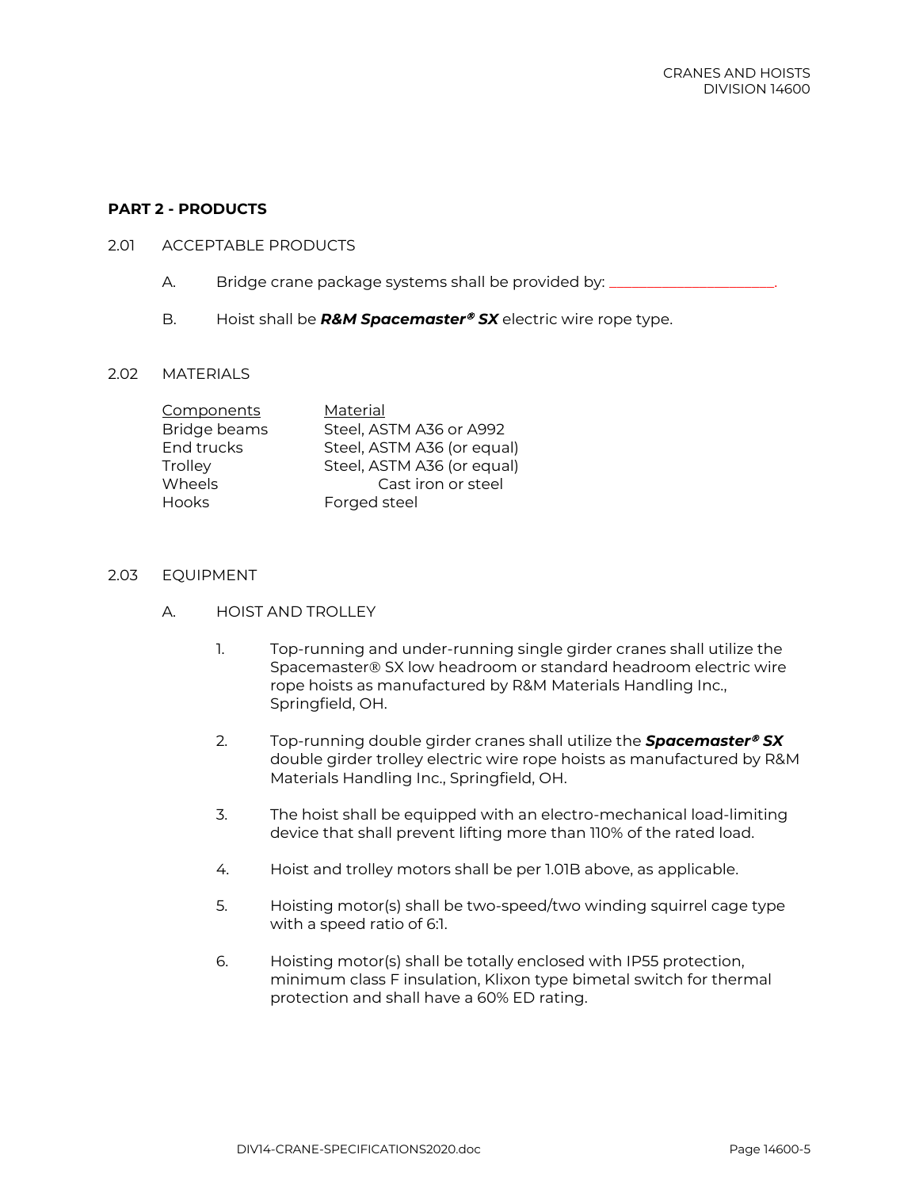## PART 2 - PRODUCTS

### 2.01 ACCEPTABLE PRODUCTS

A. Bridge crane package systems shall be provided by: ______________________.

B. Hoist shall be ***R&M Spacemaster® SX*** electric wire rope type.

### 2.02 MATERIALS

| Components | Material |
|---|---|
| Bridge beams | Steel, ASTM A36 or A992 |
| End trucks | Steel, ASTM A36 (or equal) |
| Trolley | Steel, ASTM A36 (or equal) |
| Wheels | Cast iron or steel |
| Hooks | Forged steel |

### 2.03 EQUIPMENT

A. HOIST AND TROLLEY

1. Top-running and under-running single girder cranes shall utilize the Spacemaster® SX low headroom or standard headroom electric wire rope hoists as manufactured by R&M Materials Handling Inc., Springfield, OH.

2. Top-running double girder cranes shall utilize the ***Spacemaster® SX*** double girder trolley electric wire rope hoists as manufactured by R&M Materials Handling Inc., Springfield, OH.

3. The hoist shall be equipped with an electro-mechanical load-limiting device that shall prevent lifting more than 110% of the rated load.

4. Hoist and trolley motors shall be per 1.01B above, as applicable.

5. Hoisting motor(s) shall be two-speed/two winding squirrel cage type with a speed ratio of 6:1.

6. Hoisting motor(s) shall be totally enclosed with IP55 protection, minimum class F insulation, Klixon type bimetal switch for thermal protection and shall have a 60% ED rating.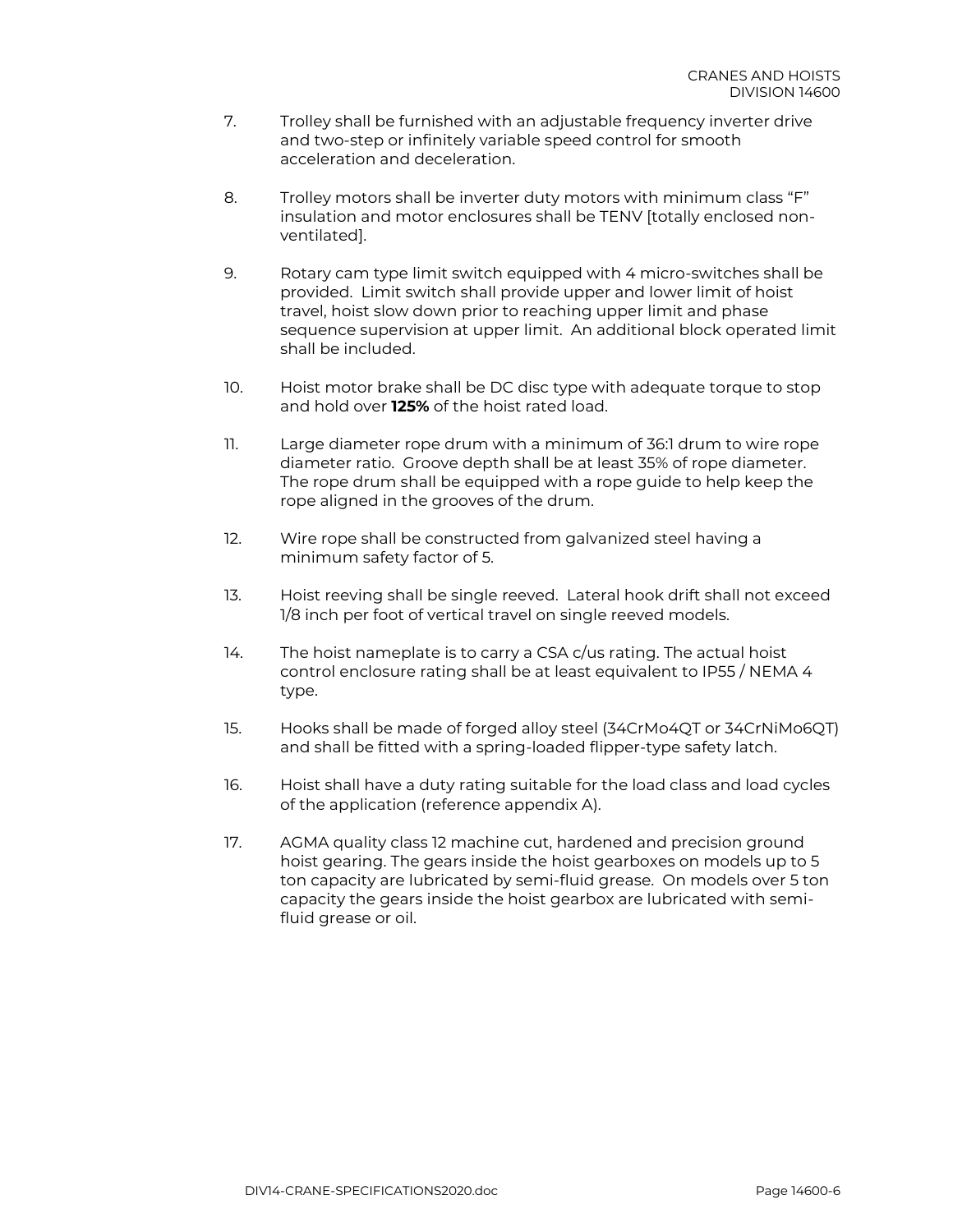7. Trolley shall be furnished with an adjustable frequency inverter drive and two-step or infinitely variable speed control for smooth acceleration and deceleration.

8. Trolley motors shall be inverter duty motors with minimum class "F" insulation and motor enclosures shall be TENV [totally enclosed non-ventilated].

9. Rotary cam type limit switch equipped with 4 micro-switches shall be provided. Limit switch shall provide upper and lower limit of hoist travel, hoist slow down prior to reaching upper limit and phase sequence supervision at upper limit. An additional block operated limit shall be included.

10. Hoist motor brake shall be DC disc type with adequate torque to stop and hold over **125%** of the hoist rated load.

11. Large diameter rope drum with a minimum of 36:1 drum to wire rope diameter ratio. Groove depth shall be at least 35% of rope diameter. The rope drum shall be equipped with a rope guide to help keep the rope aligned in the grooves of the drum.

12. Wire rope shall be constructed from galvanized steel having a minimum safety factor of 5.

13. Hoist reeving shall be single reeved. Lateral hook drift shall not exceed 1/8 inch per foot of vertical travel on single reeved models.

14. The hoist nameplate is to carry a CSA c/us rating. The actual hoist control enclosure rating shall be at least equivalent to IP55 / NEMA 4 type.

15. Hooks shall be made of forged alloy steel (34CrMo4QT or 34CrNiMo6QT) and shall be fitted with a spring-loaded flipper-type safety latch.

16. Hoist shall have a duty rating suitable for the load class and load cycles of the application (reference appendix A).

17. AGMA quality class 12 machine cut, hardened and precision ground hoist gearing. The gears inside the hoist gearboxes on models up to 5 ton capacity are lubricated by semi-fluid grease. On models over 5 ton capacity the gears inside the hoist gearbox are lubricated with semi-fluid grease or oil.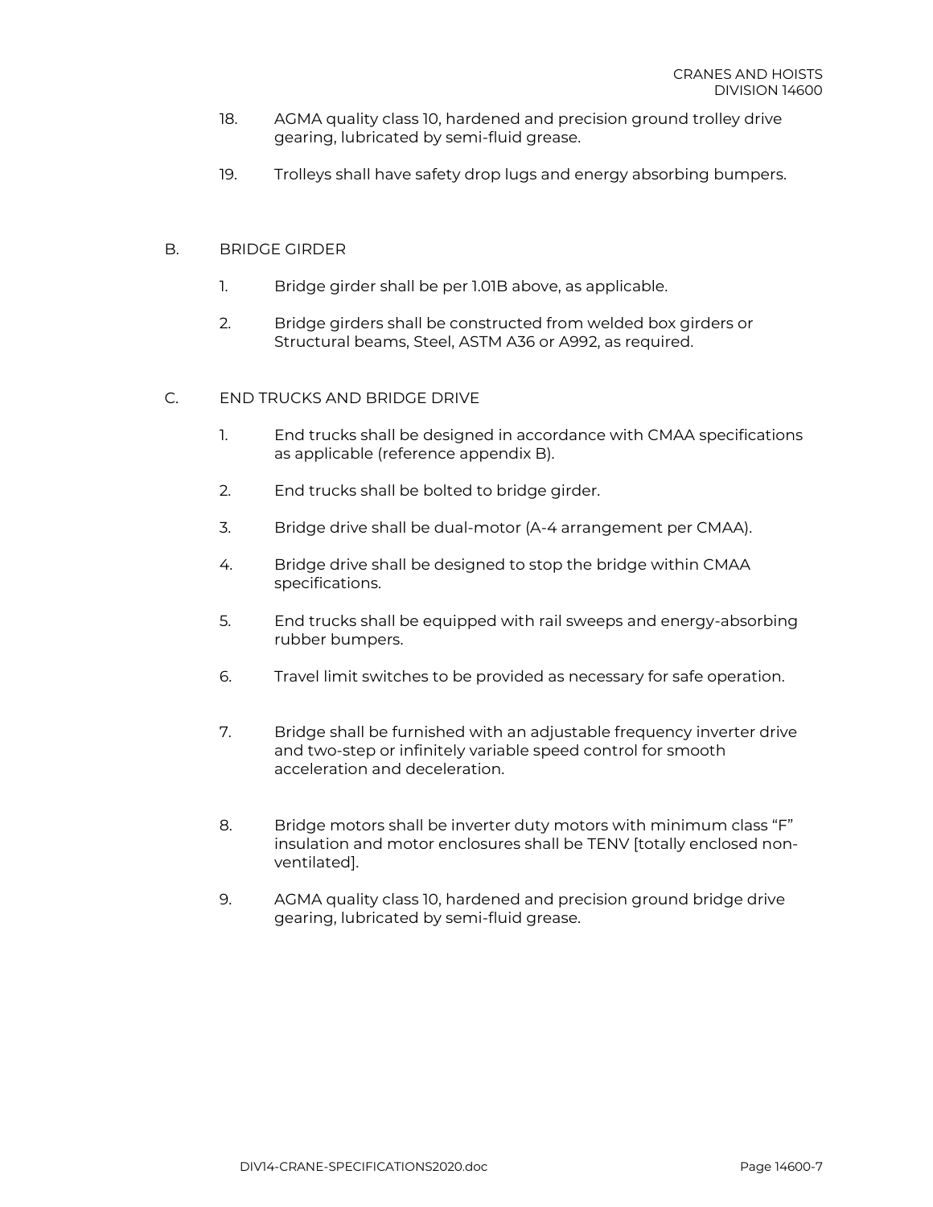18. AGMA quality class 10, hardened and precision ground trolley drive gearing, lubricated by semi-fluid grease.

19. Trolleys shall have safety drop lugs and energy absorbing bumpers.

B. BRIDGE GIRDER

1. Bridge girder shall be per 1.01B above, as applicable.

2. Bridge girders shall be constructed from welded box girders or Structural beams, Steel, ASTM A36 or A992, as required.

C. END TRUCKS AND BRIDGE DRIVE

1. End trucks shall be designed in accordance with CMAA specifications as applicable (reference appendix B).

2. End trucks shall be bolted to bridge girder.

3. Bridge drive shall be dual-motor (A-4 arrangement per CMAA).

4. Bridge drive shall be designed to stop the bridge within CMAA specifications.

5. End trucks shall be equipped with rail sweeps and energy-absorbing rubber bumpers.

6. Travel limit switches to be provided as necessary for safe operation.

7. Bridge shall be furnished with an adjustable frequency inverter drive and two-step or infinitely variable speed control for smooth acceleration and deceleration.

8. Bridge motors shall be inverter duty motors with minimum class “F” insulation and motor enclosures shall be TENV [totally enclosed non-ventilated].

9. AGMA quality class 10, hardened and precision ground bridge drive gearing, lubricated by semi-fluid grease.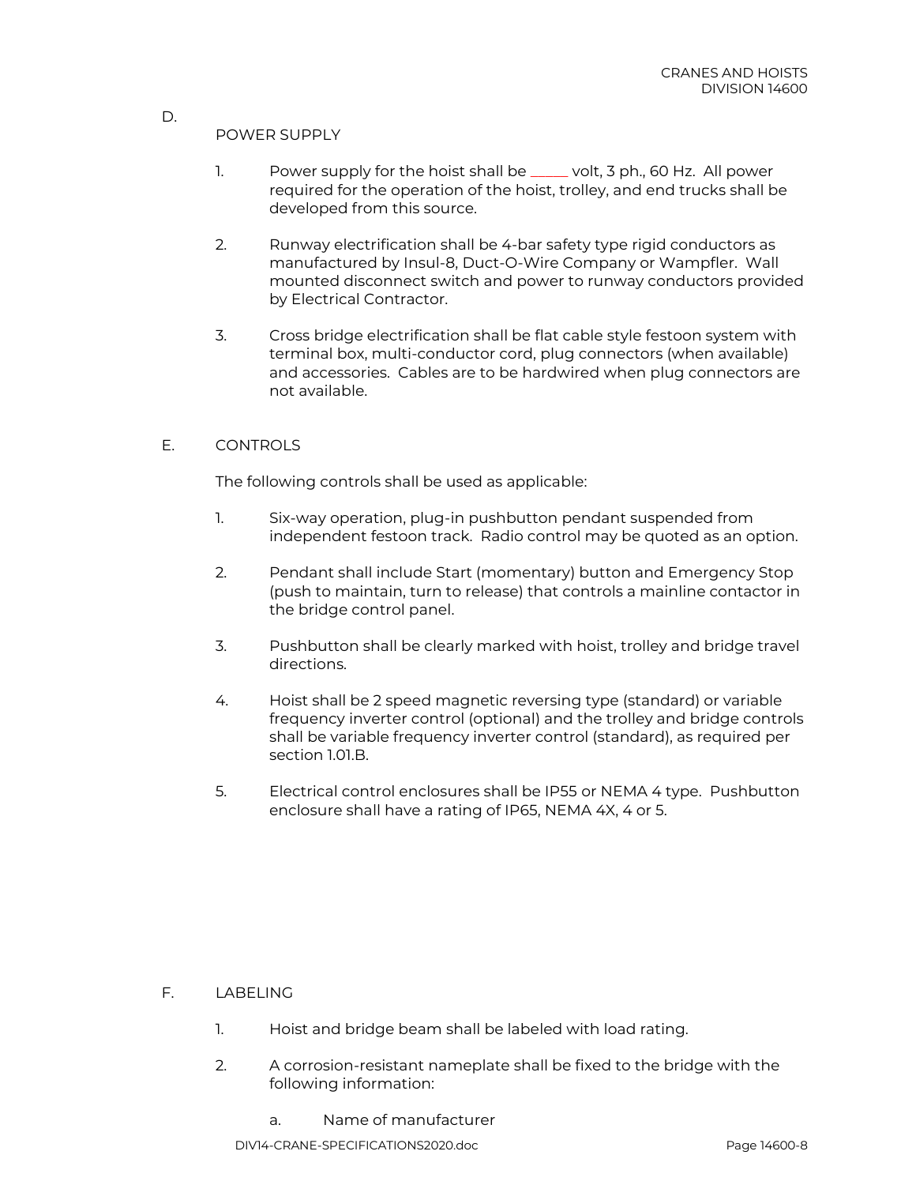D. POWER SUPPLY

1. Power supply for the hoist shall be _____ volt, 3 ph., 60 Hz. All power required for the operation of the hoist, trolley, and end trucks shall be developed from this source.

2. Runway electrification shall be 4-bar safety type rigid conductors as manufactured by Insul-8, Duct-O-Wire Company or Wampfler. Wall mounted disconnect switch and power to runway conductors provided by Electrical Contractor.

3. Cross bridge electrification shall be flat cable style festoon system with terminal box, multi-conductor cord, plug connectors (when available) and accessories. Cables are to be hardwired when plug connectors are not available.

E. CONTROLS

The following controls shall be used as applicable:

1. Six-way operation, plug-in pushbutton pendant suspended from independent festoon track. Radio control may be quoted as an option.

2. Pendant shall include Start (momentary) button and Emergency Stop (push to maintain, turn to release) that controls a mainline contactor in the bridge control panel.

3. Pushbutton shall be clearly marked with hoist, trolley and bridge travel directions.

4. Hoist shall be 2 speed magnetic reversing type (standard) or variable frequency inverter control (optional) and the trolley and bridge controls shall be variable frequency inverter control (standard), as required per section 1.01.B.

5. Electrical control enclosures shall be IP55 or NEMA 4 type. Pushbutton enclosure shall have a rating of IP65, NEMA 4X, 4 or 5.

F. LABELING

1. Hoist and bridge beam shall be labeled with load rating.

2. A corrosion-resistant nameplate shall be fixed to the bridge with the following information:

   a. Name of manufacturer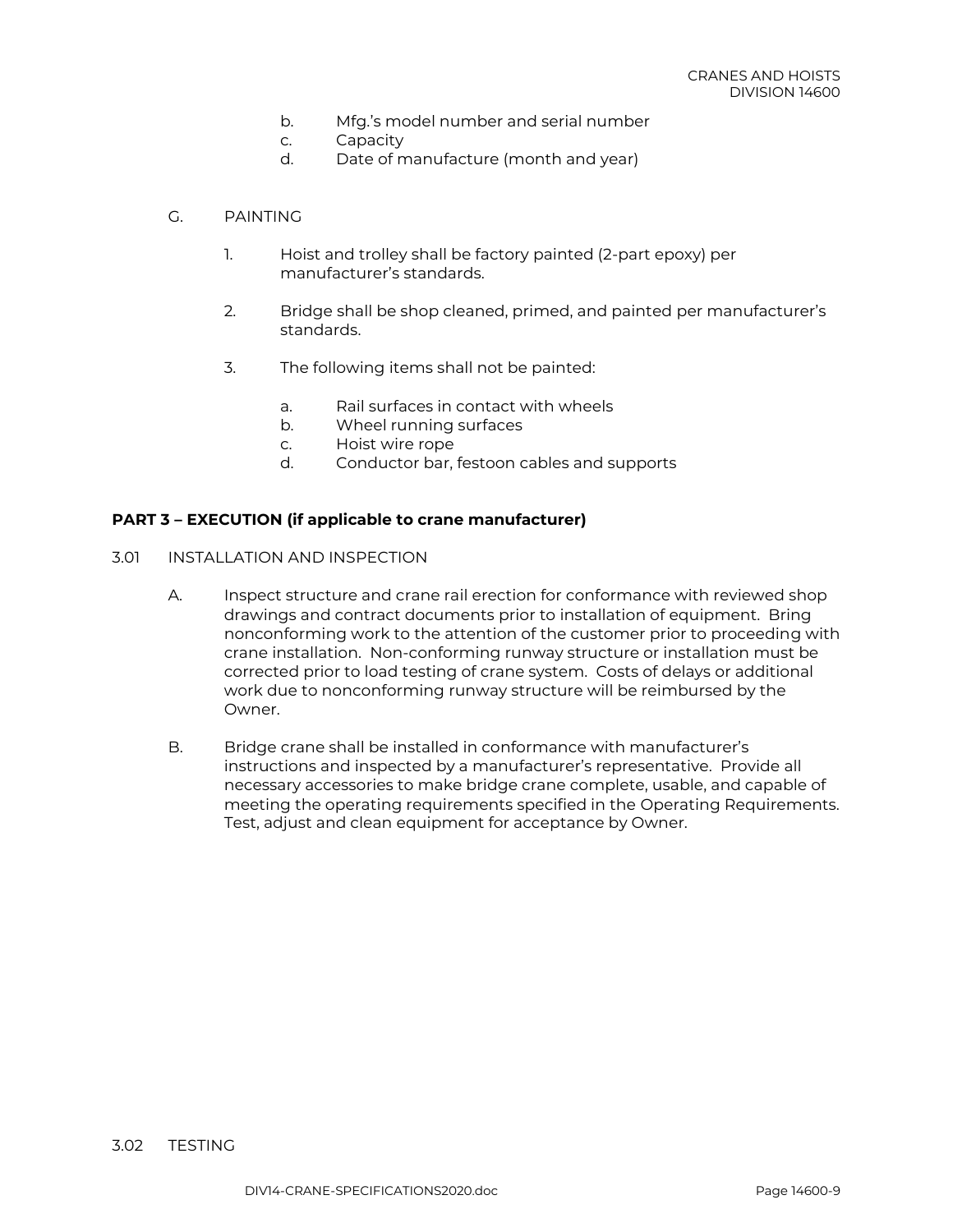b. Mfg.'s model number and serial number
c. Capacity
d. Date of manufacture (month and year)

G. PAINTING

1. Hoist and trolley shall be factory painted (2-part epoxy) per manufacturer's standards.

2. Bridge shall be shop cleaned, primed, and painted per manufacturer's standards.

3. The following items shall not be painted:

   a. Rail surfaces in contact with wheels
   b. Wheel running surfaces
   c. Hoist wire rope
   d. Conductor bar, festoon cables and supports

## PART 3 – EXECUTION (if applicable to crane manufacturer)

3.01 INSTALLATION AND INSPECTION

A. Inspect structure and crane rail erection for conformance with reviewed shop drawings and contract documents prior to installation of equipment. Bring nonconforming work to the attention of the customer prior to proceeding with crane installation. Non-conforming runway structure or installation must be corrected prior to load testing of crane system. Costs of delays or additional work due to nonconforming runway structure will be reimbursed by the Owner.

B. Bridge crane shall be installed in conformance with manufacturer's instructions and inspected by a manufacturer's representative. Provide all necessary accessories to make bridge crane complete, usable, and capable of meeting the operating requirements specified in the Operating Requirements. Test, adjust and clean equipment for acceptance by Owner.

3.02 TESTING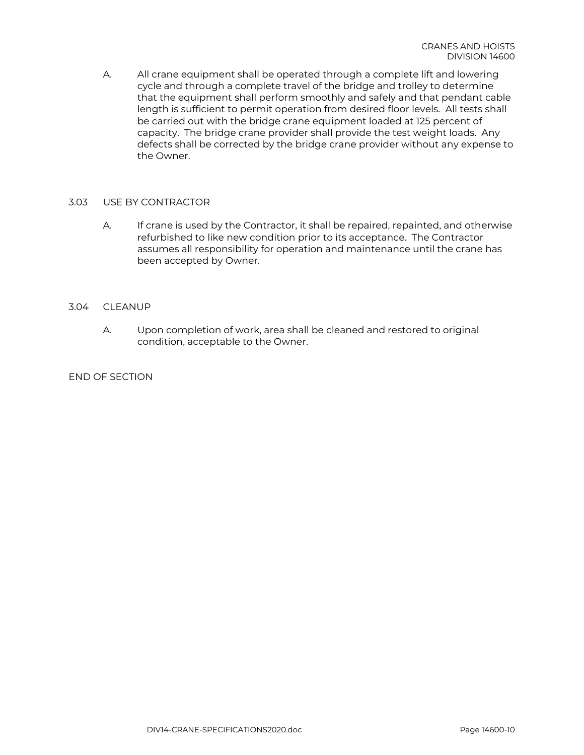A. All crane equipment shall be operated through a complete lift and lowering cycle and through a complete travel of the bridge and trolley to determine that the equipment shall perform smoothly and safely and that pendant cable length is sufficient to permit operation from desired floor levels. All tests shall be carried out with the bridge crane equipment loaded at 125 percent of capacity. The bridge crane provider shall provide the test weight loads. Any defects shall be corrected by the bridge crane provider without any expense to the Owner.

## 3.03 USE BY CONTRACTOR

A. If crane is used by the Contractor, it shall be repaired, repainted, and otherwise refurbished to like new condition prior to its acceptance. The Contractor assumes all responsibility for operation and maintenance until the crane has been accepted by Owner.

## 3.04 CLEANUP

A. Upon completion of work, area shall be cleaned and restored to original condition, acceptable to the Owner.

END OF SECTION